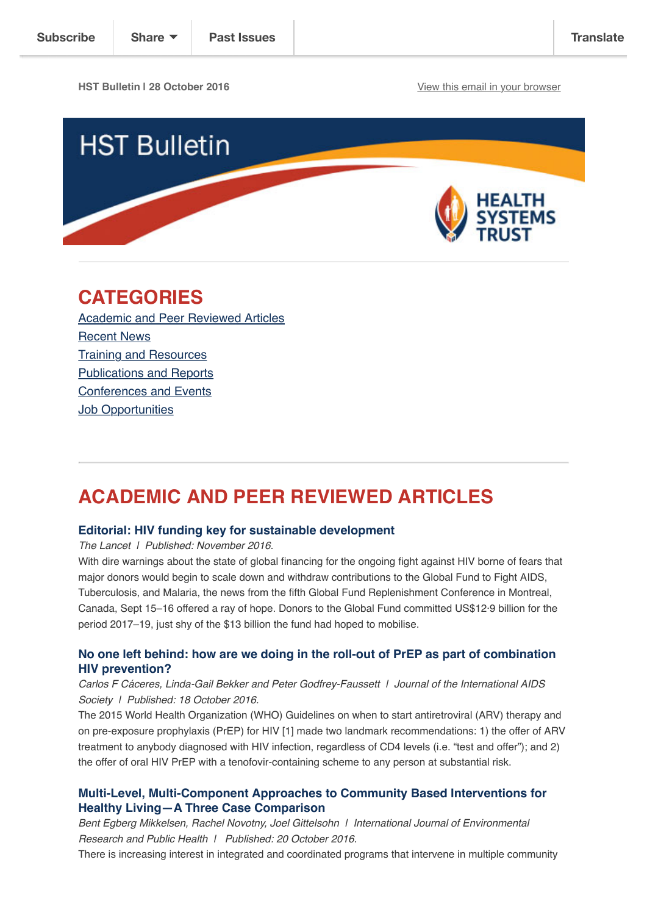Subscribe | Share | Past Issues | Translate

HST Bulletin | 28 October 2016

View this email in your browser

# HST Bulletin

HEALTH SYSTEMS TRUST

## CATEGORIES

- Academic and Peer Reviewed Articles
- Recent News
- Training and Resources
- Publications and Reports
- Conferences and Events
- Job Opportunities

---

## ACADEMIC AND PEER REVIEWED ARTICLES

### Editorial: HIV funding key for sustainable development

*The Lancet / Published: November 2016.*

With dire warnings about the state of global financing for the ongoing fight against HIV borne of fears that major donors would begin to scale down and withdraw contributions to the Global Fund to Fight AIDS, Tuberculosis, and Malaria, the news from the fifth Global Fund Replenishment Conference in Montreal, Canada, Sept 15–16 offered a ray of hope. Donors to the Global Fund committed US$12·9 billion for the period 2017–19, just shy of the $13 billion the fund had hoped to mobilise.

### No one left behind: how are we doing in the roll-out of PrEP as part of combination HIV prevention?

*Carlos F Cáceres, Linda-Gail Bekker and Peter Godfrey-Faussett / Journal of the International AIDS Society / Published: 18 October 2016.*

The 2015 World Health Organization (WHO) Guidelines on when to start antiretroviral (ARV) therapy and on pre-exposure prophylaxis (PrEP) for HIV [1] made two landmark recommendations: 1) the offer of ARV treatment to anybody diagnosed with HIV infection, regardless of CD4 levels (i.e. "test and offer"); and 2) the offer of oral HIV PrEP with a tenofovir-containing scheme to any person at substantial risk.

### Multi-Level, Multi-Component Approaches to Community Based Interventions for Healthy Living—A Three Case Comparison

*Bent Egberg Mikkelsen, Rachel Novotny, Joel Gittelsohn / International Journal of Environmental Research and Public Health / Published: 20 October 2016.*

There is increasing interest in integrated and coordinated programs that intervene in multiple community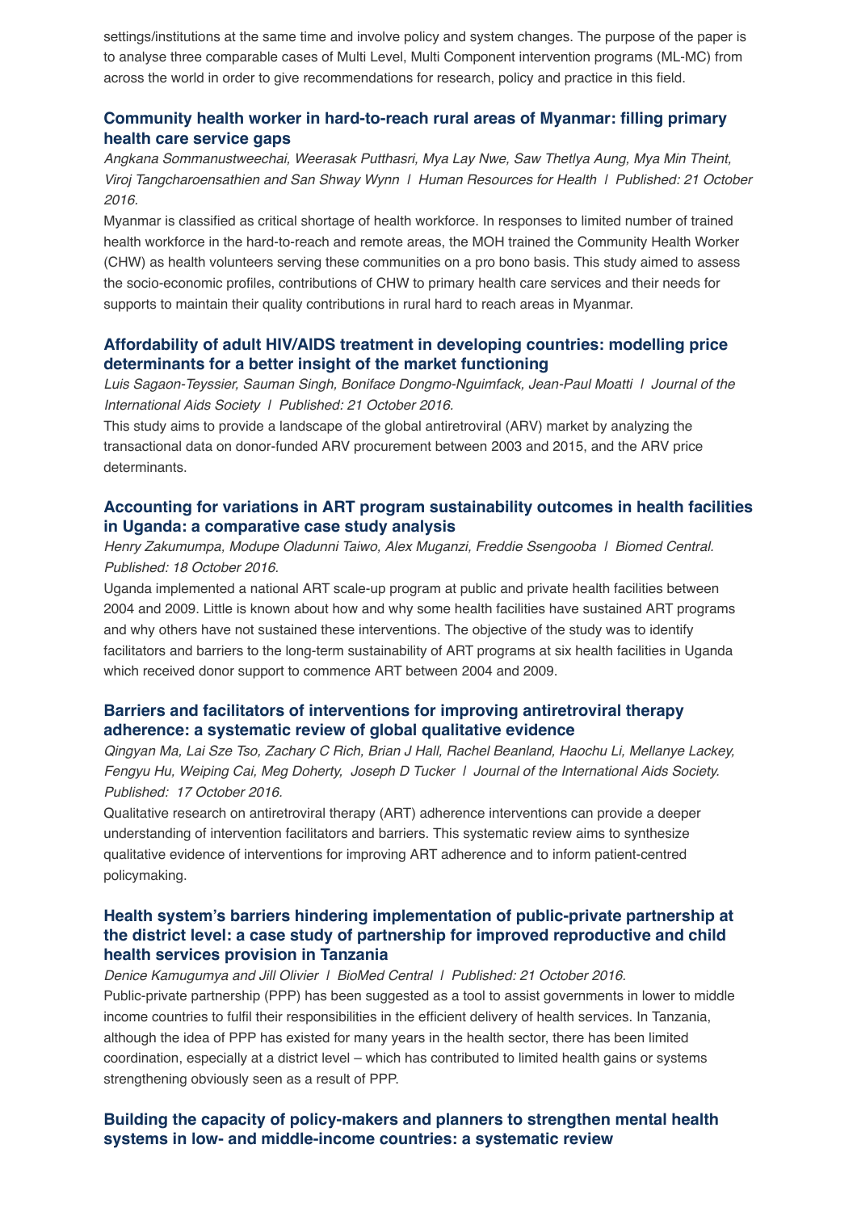settings/institutions at the same time and involve policy and system changes. The purpose of the paper is to analyse three comparable cases of Multi Level, Multi Component intervention programs (ML-MC) from across the world in order to give recommendations for research, policy and practice in this field.

### Community health worker in hard-to-reach rural areas of Myanmar: filling primary health care service gaps

*Angkana Sommanustweechai, Weerasak Putthasri, Mya Lay Nwe, Saw Thetlya Aung, Mya Min Theint, Viroj Tangcharoensathien and San Shway Wynn | Human Resources for Health | Published: 21 October 2016.*

Myanmar is classified as critical shortage of health workforce. In responses to limited number of trained health workforce in the hard-to-reach and remote areas, the MOH trained the Community Health Worker (CHW) as health volunteers serving these communities on a pro bono basis. This study aimed to assess the socio-economic profiles, contributions of CHW to primary health care services and their needs for supports to maintain their quality contributions in rural hard to reach areas in Myanmar.

### Affordability of adult HIV/AIDS treatment in developing countries: modelling price determinants for a better insight of the market functioning

*Luis Sagaon-Teyssier, Sauman Singh, Boniface Dongmo-Nguimfack, Jean-Paul Moatti | Journal of the International Aids Society | Published: 21 October 2016.*

This study aims to provide a landscape of the global antiretroviral (ARV) market by analyzing the transactional data on donor-funded ARV procurement between 2003 and 2015, and the ARV price determinants.

### Accounting for variations in ART program sustainability outcomes in health facilities in Uganda: a comparative case study analysis

*Henry Zakumumpa, Modupe Oladunni Taiwo, Alex Muganzi, Freddie Ssengooba | Biomed Central. Published: 18 October 2016.*

Uganda implemented a national ART scale-up program at public and private health facilities between 2004 and 2009. Little is known about how and why some health facilities have sustained ART programs and why others have not sustained these interventions. The objective of the study was to identify facilitators and barriers to the long-term sustainability of ART programs at six health facilities in Uganda which received donor support to commence ART between 2004 and 2009.

### Barriers and facilitators of interventions for improving antiretroviral therapy adherence: a systematic review of global qualitative evidence

*Qingyan Ma, Lai Sze Tso, Zachary C Rich, Brian J Hall, Rachel Beanland, Haochu Li, Mellanye Lackey, Fengyu Hu, Weiping Cai, Meg Doherty, Joseph D Tucker | Journal of the International Aids Society. Published: 17 October 2016.*

Qualitative research on antiretroviral therapy (ART) adherence interventions can provide a deeper understanding of intervention facilitators and barriers. This systematic review aims to synthesize qualitative evidence of interventions for improving ART adherence and to inform patient-centred policymaking.

### Health system's barriers hindering implementation of public-private partnership at the district level: a case study of partnership for improved reproductive and child health services provision in Tanzania

*Denice Kamugumya and Jill Olivier | BioMed Central | Published: 21 October 2016.*

Public-private partnership (PPP) has been suggested as a tool to assist governments in lower to middle income countries to fulfil their responsibilities in the efficient delivery of health services. In Tanzania, although the idea of PPP has existed for many years in the health sector, there has been limited coordination, especially at a district level – which has contributed to limited health gains or systems strengthening obviously seen as a result of PPP.

### Building the capacity of policy-makers and planners to strengthen mental health systems in low- and middle-income countries: a systematic review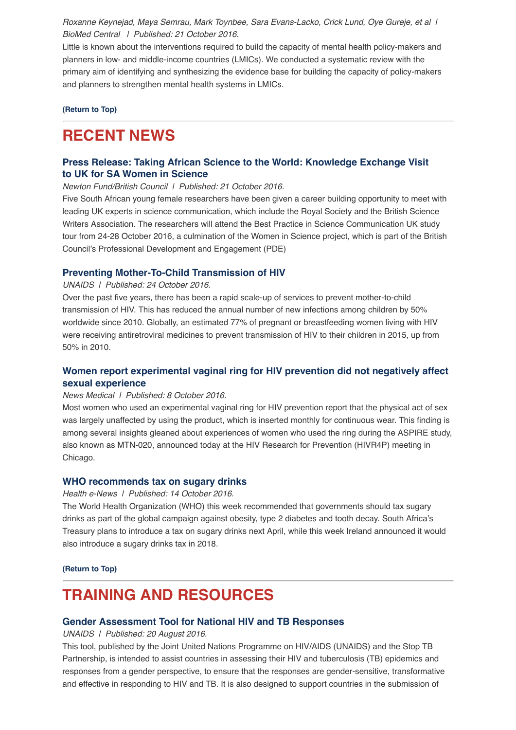*Roxanne Keynejad, Maya Semrau, Mark Toynbee, Sara Evans-Lacko, Crick Lund, Oye Gureje, et al | BioMed Central | Published: 21 October 2016.*

Little is known about the interventions required to build the capacity of mental health policy-makers and planners in low- and middle-income countries (LMICs). We conducted a systematic review with the primary aim of identifying and synthesizing the evidence base for building the capacity of policy-makers and planners to strengthen mental health systems in LMICs.

**(Return to Top)**

---

# RECENT NEWS

### Press Release: Taking African Science to the World: Knowledge Exchange Visit to UK for SA Women in Science

*Newton Fund/British Council | Published: 21 October 2016.*

Five South African young female researchers have been given a career building opportunity to meet with leading UK experts in science communication, which include the Royal Society and the British Science Writers Association. The researchers will attend the Best Practice in Science Communication UK study tour from 24-28 October 2016, a culmination of the Women in Science project, which is part of the British Council's Professional Development and Engagement (PDE)

### Preventing Mother-To-Child Transmission of HIV

*UNAIDS | Published: 24 October 2016.*

Over the past five years, there has been a rapid scale-up of services to prevent mother-to-child transmission of HIV. This has reduced the annual number of new infections among children by 50% worldwide since 2010. Globally, an estimated 77% of pregnant or breastfeeding women living with HIV were receiving antiretroviral medicines to prevent transmission of HIV to their children in 2015, up from 50% in 2010.

### Women report experimental vaginal ring for HIV prevention did not negatively affect sexual experience

*News Medical | Published: 8 October 2016.*

Most women who used an experimental vaginal ring for HIV prevention report that the physical act of sex was largely unaffected by using the product, which is inserted monthly for continuous wear. This finding is among several insights gleaned about experiences of women who used the ring during the ASPIRE study, also known as MTN-020, announced today at the HIV Research for Prevention (HIVR4P) meeting in Chicago.

### WHO recommends tax on sugary drinks

*Health e-News | Published: 14 October 2016.*

The World Health Organization (WHO) this week recommended that governments should tax sugary drinks as part of the global campaign against obesity, type 2 diabetes and tooth decay. South Africa's Treasury plans to introduce a tax on sugary drinks next April, while this week Ireland announced it would also introduce a sugary drinks tax in 2018.

**(Return to Top)**

---

# TRAINING AND RESOURCES

### Gender Assessment Tool for National HIV and TB Responses

*UNAIDS | Published: 20 August 2016.*

This tool, published by the Joint United Nations Programme on HIV/AIDS (UNAIDS) and the Stop TB Partnership, is intended to assist countries in assessing their HIV and tuberculosis (TB) epidemics and responses from a gender perspective, to ensure that the responses are gender-sensitive, transformative and effective in responding to HIV and TB. It is also designed to support countries in the submission of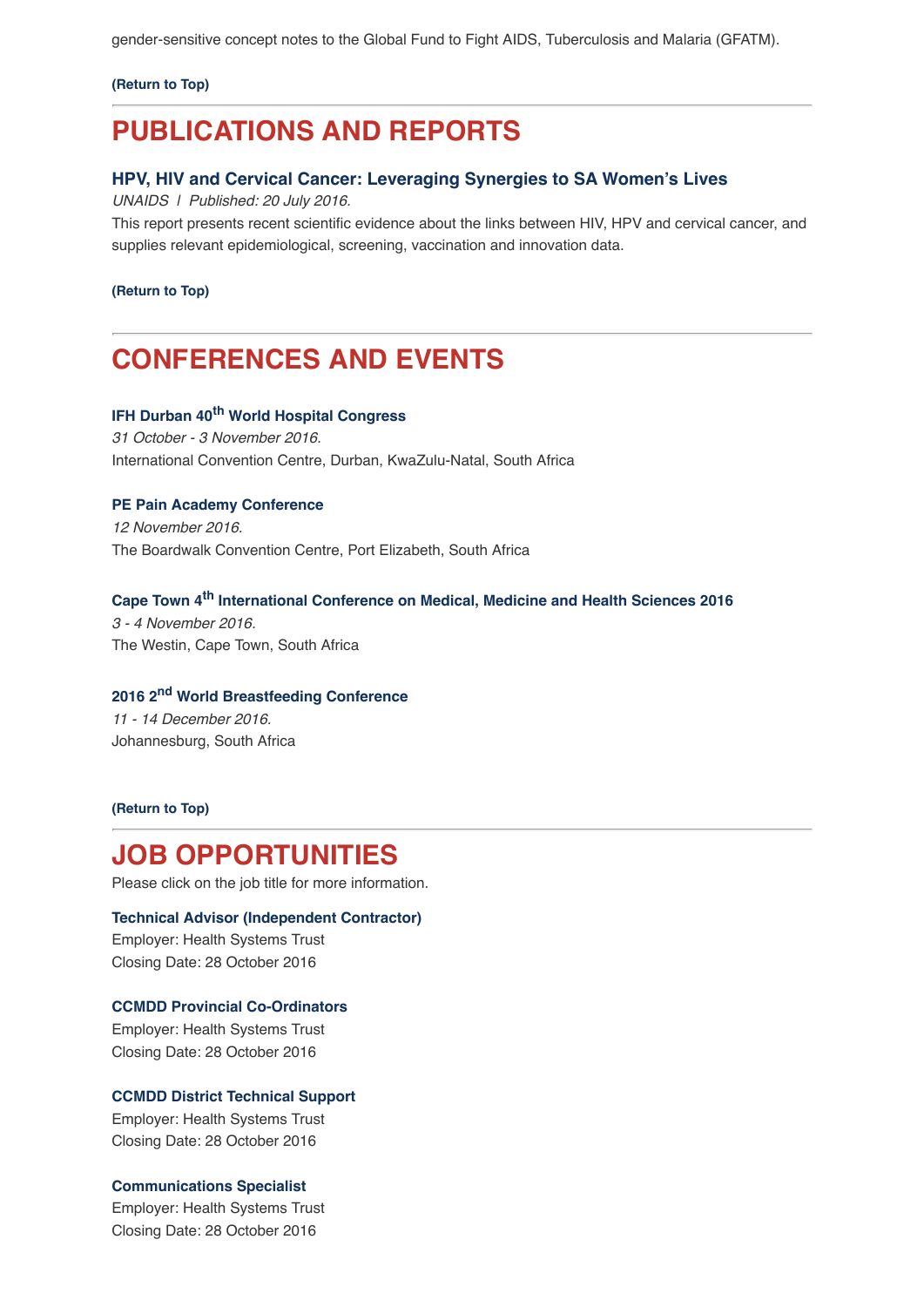gender-sensitive concept notes to the Global Fund to Fight AIDS, Tuberculosis and Malaria (GFATM).

**(Return to Top)**

## PUBLICATIONS AND REPORTS

### HPV, HIV and Cervical Cancer: Leveraging Synergies to SA Women's Lives

*UNAIDS | Published: 20 July 2016.*

This report presents recent scientific evidence about the links between HIV, HPV and cervical cancer, and supplies relevant epidemiological, screening, vaccination and innovation data.

**(Return to Top)**

## CONFERENCES AND EVENTS

**IFH Durban 40th World Hospital Congress**
*31 October - 3 November 2016.*
International Convention Centre, Durban, KwaZulu-Natal, South Africa

**PE Pain Academy Conference**
*12 November 2016.*
The Boardwalk Convention Centre, Port Elizabeth, South Africa

**Cape Town 4th International Conference on Medical, Medicine and Health Sciences 2016**
*3 - 4 November 2016.*
The Westin, Cape Town, South Africa

**2016 2nd World Breastfeeding Conference**
*11 - 14 December 2016.*
Johannesburg, South Africa

**(Return to Top)**

## JOB OPPORTUNITIES

Please click on the job title for more information.

**Technical Advisor (Independent Contractor)**
Employer: Health Systems Trust
Closing Date: 28 October 2016

**CCMDD Provincial Co-Ordinators**
Employer: Health Systems Trust
Closing Date: 28 October 2016

**CCMDD District Technical Support**
Employer: Health Systems Trust
Closing Date: 28 October 2016

**Communications Specialist**
Employer: Health Systems Trust
Closing Date: 28 October 2016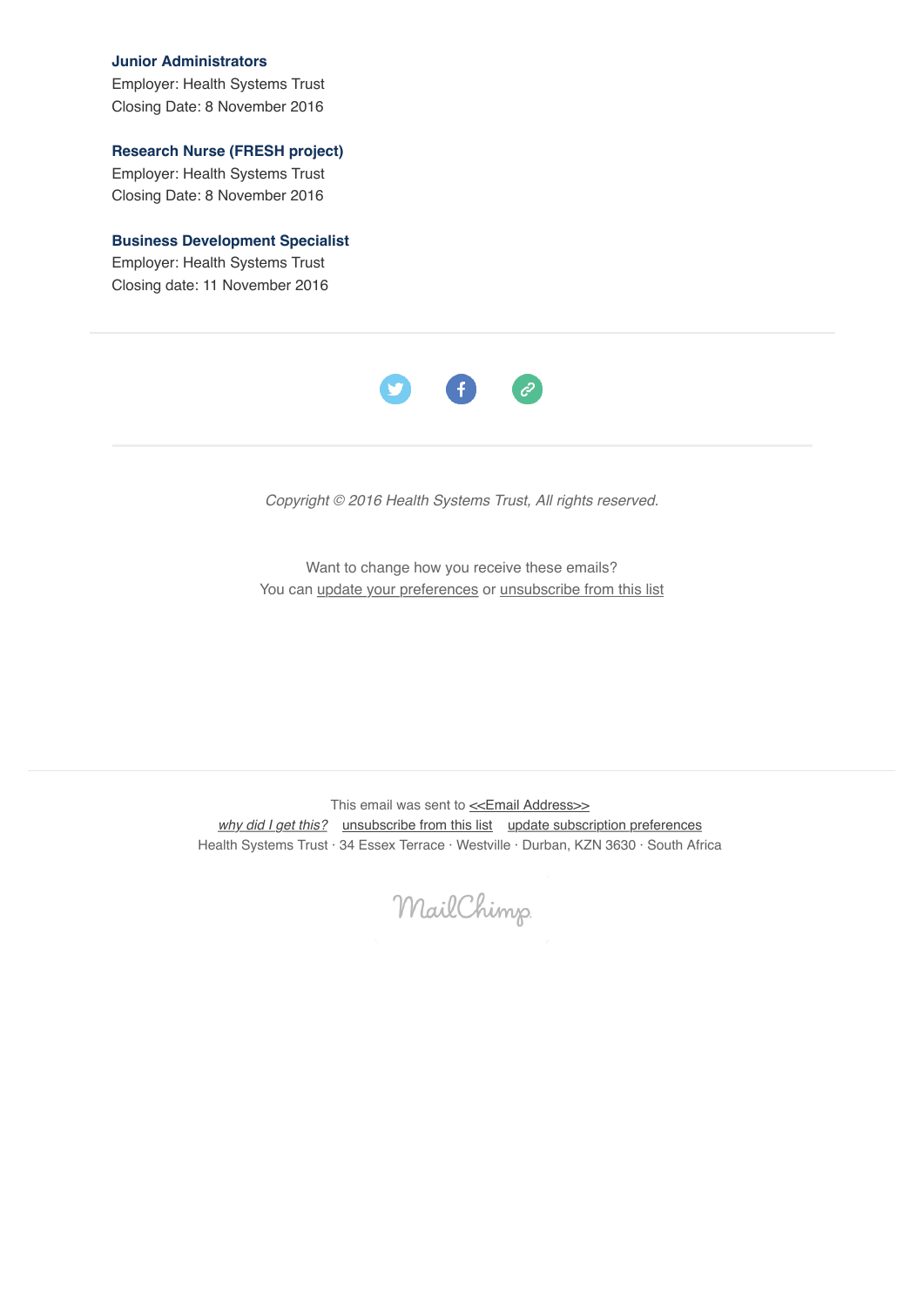**Junior Administrators**
Employer: Health Systems Trust
Closing Date: 8 November 2016

**Research Nurse (FRESH project)**
Employer: Health Systems Trust
Closing Date: 8 November 2016

**Business Development Specialist**
Employer: Health Systems Trust
Closing date: 11 November 2016

---

*Copyright © 2016 Health Systems Trust, All rights reserved.*

Want to change how you receive these emails?
You can update your preferences or unsubscribe from this list

---

This email was sent to <<Email Address>>
*why did I get this?* unsubscribe from this list update subscription preferences
Health Systems Trust · 34 Essex Terrace · Westville · Durban, KZN 3630 · South Africa

MailChimp